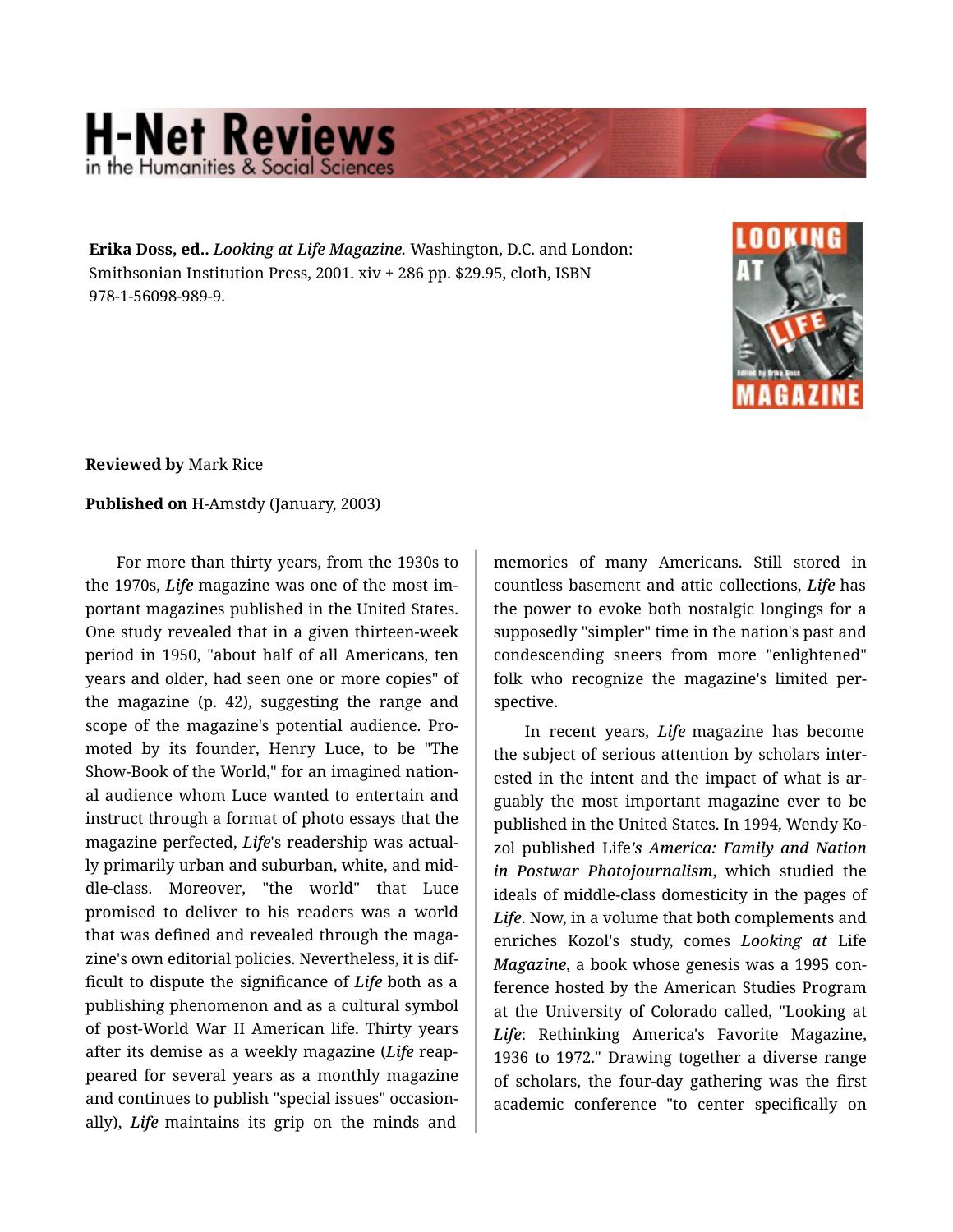**Erika Doss, ed..** *Looking at Life Magazine.* Washington, D.C. and London: Smithsonian Institution Press, 2001. xiv + 286 pp. $29.95, cloth, ISBN 978-1-56098-989-9.

**Reviewed by** Mark Rice

**Published on** H-Amstdy (January, 2003)

For more than thirty years, from the 1930s to the 1970s, ***Life*** magazine was one of the most important magazines published in the United States. One study revealed that in a given thirteen-week period in 1950, "about half of all Americans, ten years and older, had seen one or more copies" of the magazine (p. 42), suggesting the range and scope of the magazine's potential audience. Promoted by its founder, Henry Luce, to be "The Show-Book of the World," for an imagined national audience whom Luce wanted to entertain and instruct through a format of photo essays that the magazine perfected, ***Life***'s readership was actually primarily urban and suburban, white, and middle-class. Moreover, "the world" that Luce promised to deliver to his readers was a world that was defined and revealed through the magazine's own editorial policies. Nevertheless, it is difficult to dispute the significance of ***Life*** both as a publishing phenomenon and as a cultural symbol of post-World War II American life. Thirty years after its demise as a weekly magazine (***Life*** reappeared for several years as a monthly magazine and continues to publish "special issues" occasionally), ***Life*** maintains its grip on the minds and memories of many Americans. Still stored in countless basement and attic collections, ***Life*** has the power to evoke both nostalgic longings for a supposedly "simpler" time in the nation's past and condescending sneers from more "enlightened" folk who recognize the magazine's limited perspective.

In recent years, ***Life*** magazine has become the subject of serious attention by scholars interested in the intent and the impact of what is arguably the most important magazine ever to be published in the United States. In 1994, Wendy Kozol published Life***'s America: Family and Nation in Postwar Photojournalism***, which studied the ideals of middle-class domesticity in the pages of ***Life***. Now, in a volume that both complements and enriches Kozol's study, comes ***Looking at*** Life ***Magazine***, a book whose genesis was a 1995 conference hosted by the American Studies Program at the University of Colorado called, "Looking at ***Life***: Rethinking America's Favorite Magazine, 1936 to 1972." Drawing together a diverse range of scholars, the four-day gathering was the first academic conference "to center specifically on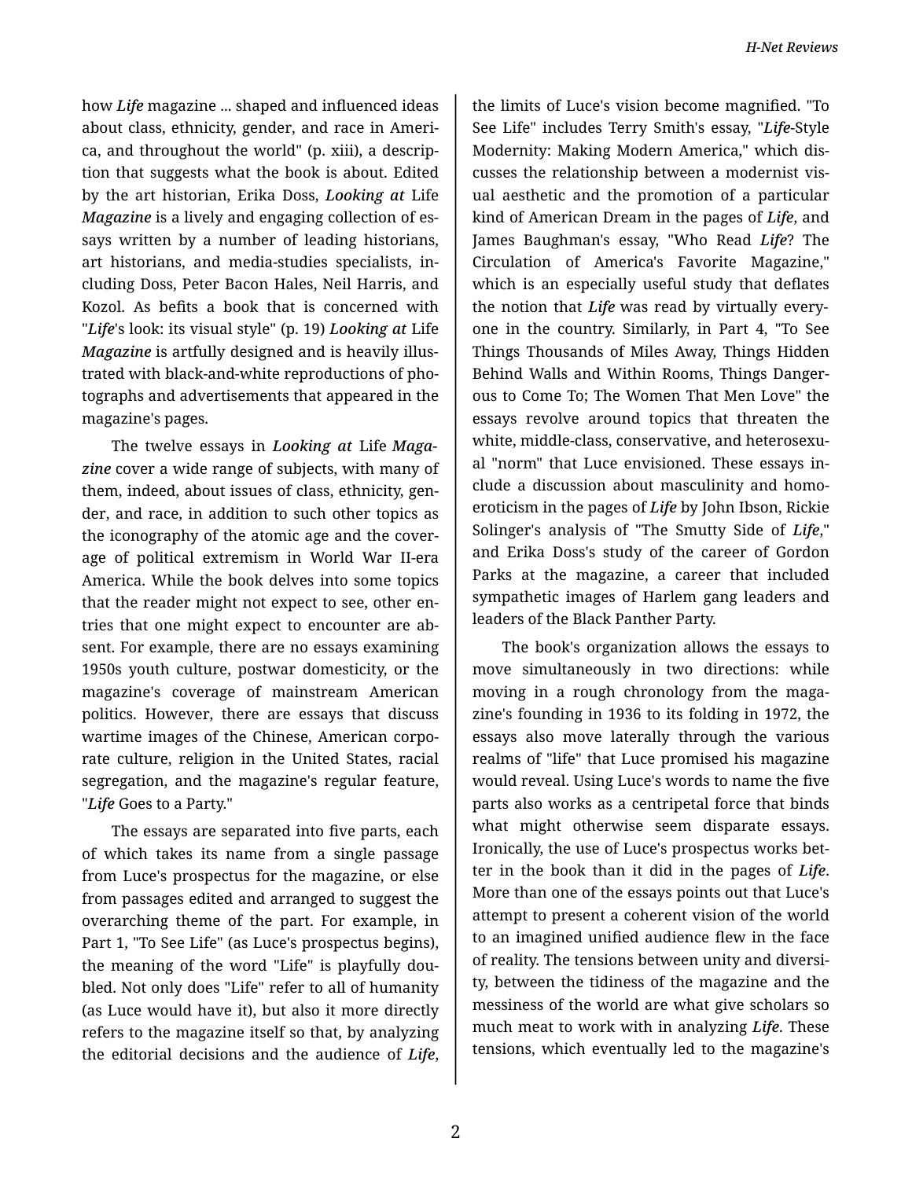how *Life* magazine ... shaped and influenced ideas about class, ethnicity, gender, and race in America, and throughout the world" (p. xiii), a description that suggests what the book is about. Edited by the art historian, Erika Doss, ***Looking at*** Life ***Magazine*** is a lively and engaging collection of essays written by a number of leading historians, art historians, and media-studies specialists, including Doss, Peter Bacon Hales, Neil Harris, and Kozol. As befits a book that is concerned with "***Life***'s look: its visual style" (p. 19) ***Looking at*** Life ***Magazine*** is artfully designed and is heavily illustrated with black-and-white reproductions of photographs and advertisements that appeared in the magazine's pages.

The twelve essays in ***Looking at*** Life ***Magazine*** cover a wide range of subjects, with many of them, indeed, about issues of class, ethnicity, gender, and race, in addition to such other topics as the iconography of the atomic age and the coverage of political extremism in World War II-era America. While the book delves into some topics that the reader might not expect to see, other entries that one might expect to encounter are absent. For example, there are no essays examining 1950s youth culture, postwar domesticity, or the magazine's coverage of mainstream American politics. However, there are essays that discuss wartime images of the Chinese, American corporate culture, religion in the United States, racial segregation, and the magazine's regular feature, "***Life*** Goes to a Party."

The essays are separated into five parts, each of which takes its name from a single passage from Luce's prospectus for the magazine, or else from passages edited and arranged to suggest the overarching theme of the part. For example, in Part 1, "To See Life" (as Luce's prospectus begins), the meaning of the word "Life" is playfully doubled. Not only does "Life" refer to all of humanity (as Luce would have it), but also it more directly refers to the magazine itself so that, by analyzing the editorial decisions and the audience of ***Life***, the limits of Luce's vision become magnified. "To See Life" includes Terry Smith's essay, "***Life***-Style Modernity: Making Modern America," which discusses the relationship between a modernist visual aesthetic and the promotion of a particular kind of American Dream in the pages of ***Life***, and James Baughman's essay, "Who Read ***Life***? The Circulation of America's Favorite Magazine," which is an especially useful study that deflates the notion that ***Life*** was read by virtually everyone in the country. Similarly, in Part 4, "To See Things Thousands of Miles Away, Things Hidden Behind Walls and Within Rooms, Things Dangerous to Come To; The Women That Men Love" the essays revolve around topics that threaten the white, middle-class, conservative, and heterosexual "norm" that Luce envisioned. These essays include a discussion about masculinity and homoeroticism in the pages of ***Life*** by John Ibson, Rickie Solinger's analysis of "The Smutty Side of ***Life***," and Erika Doss's study of the career of Gordon Parks at the magazine, a career that included sympathetic images of Harlem gang leaders and leaders of the Black Panther Party.

The book's organization allows the essays to move simultaneously in two directions: while moving in a rough chronology from the magazine's founding in 1936 to its folding in 1972, the essays also move laterally through the various realms of "life" that Luce promised his magazine would reveal. Using Luce's words to name the five parts also works as a centripetal force that binds what might otherwise seem disparate essays. Ironically, the use of Luce's prospectus works better in the book than it did in the pages of ***Life***. More than one of the essays points out that Luce's attempt to present a coherent vision of the world to an imagined unified audience flew in the face of reality. The tensions between unity and diversity, between the tidiness of the magazine and the messiness of the world are what give scholars so much meat to work with in analyzing ***Life***. These tensions, which eventually led to the magazine's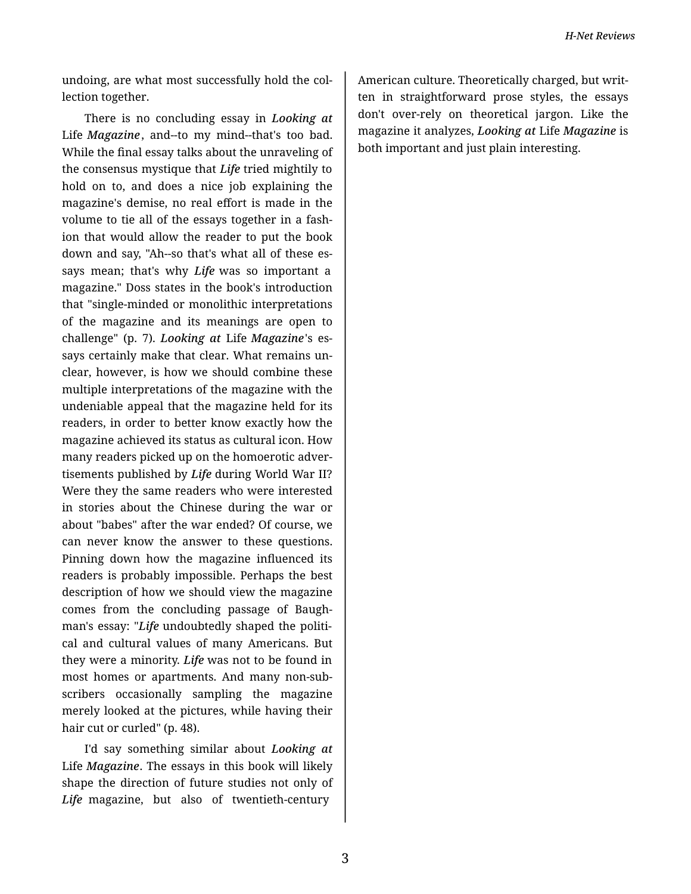undoing, are what most successfully hold the collection together.

There is no concluding essay in ***Looking at*** Life ***Magazine***, and--to my mind--that's too bad. While the final essay talks about the unraveling of the consensus mystique that ***Life*** tried mightily to hold on to, and does a nice job explaining the magazine's demise, no real effort is made in the volume to tie all of the essays together in a fashion that would allow the reader to put the book down and say, "Ah--so that's what all of these essays mean; that's why ***Life*** was so important a magazine." Doss states in the book's introduction that "single-minded or monolithic interpretations of the magazine and its meanings are open to challenge" (p. 7). ***Looking at*** Life ***Magazine***'s essays certainly make that clear. What remains unclear, however, is how we should combine these multiple interpretations of the magazine with the undeniable appeal that the magazine held for its readers, in order to better know exactly how the magazine achieved its status as cultural icon. How many readers picked up on the homoerotic advertisements published by ***Life*** during World War II? Were they the same readers who were interested in stories about the Chinese during the war or about "babes" after the war ended? Of course, we can never know the answer to these questions. Pinning down how the magazine influenced its readers is probably impossible. Perhaps the best description of how we should view the magazine comes from the concluding passage of Baughman's essay: "***Life*** undoubtedly shaped the political and cultural values of many Americans. But they were a minority. ***Life*** was not to be found in most homes or apartments. And many non-subscribers occasionally sampling the magazine merely looked at the pictures, while having their hair cut or curled" (p. 48).

I'd say something similar about ***Looking at*** Life ***Magazine***. The essays in this book will likely shape the direction of future studies not only of ***Life*** magazine, but also of twentieth-century American culture. Theoretically charged, but written in straightforward prose styles, the essays don't over-rely on theoretical jargon. Like the magazine it analyzes, ***Looking at*** Life ***Magazine*** is both important and just plain interesting.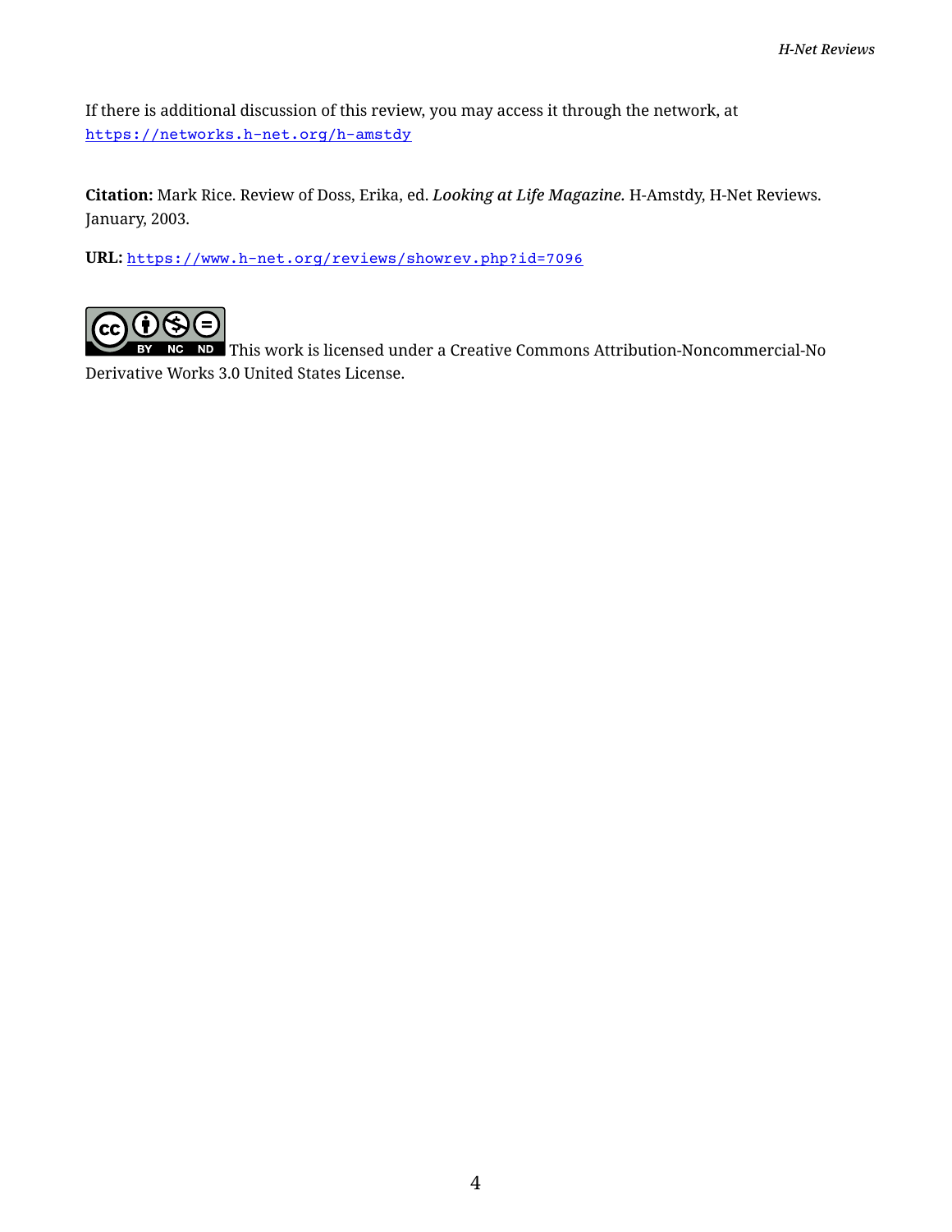If there is additional discussion of this review, you may access it through the network, at https://networks.h-net.org/h-amstdy

**Citation:** Mark Rice. Review of Doss, Erika, ed. ***Looking at Life Magazine.*** H-Amstdy, H-Net Reviews. January, 2003.

**URL:** https://www.h-net.org/reviews/showrev.php?id=7096

This work is licensed under a Creative Commons Attribution-Noncommercial-No Derivative Works 3.0 United States License.